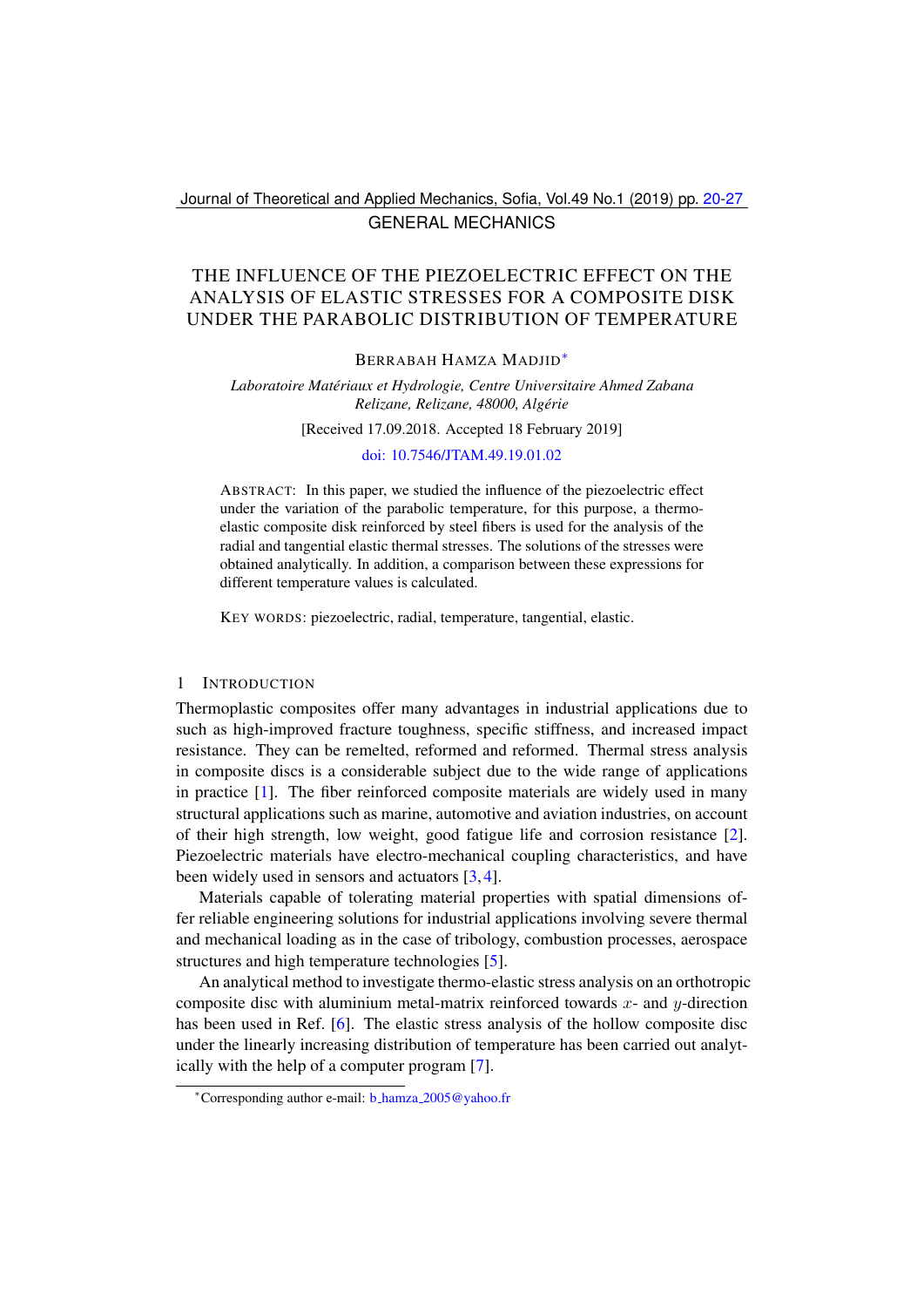GENERAL MECHANICS

# THE INFLUENCE OF THE PIEZOELECTRIC EFFECT ON THE ANALYSIS OF ELASTIC STRESSES FOR A COMPOSITE DISK UNDER THE PARABOLIC DISTRIBUTION OF TEMPERATURE

BERRABAH HAMZA MADJID*

*Laboratoire Matériaux et Hydrologie, Centre Universitaire Ahmed Zabana Relizane, Relizane, 48000, Algérie*

[Received 17.09.2018. Accepted 18 February 2019]

doi: 10.7546/JTAM.49.19.01.02

ABSTRACT: In this paper, we studied the influence of the piezoelectric effect under the variation of the parabolic temperature, for this purpose, a thermo-elastic composite disk reinforced by steel fibers is used for the analysis of the radial and tangential elastic thermal stresses. The solutions of the stresses were obtained analytically. In addition, a comparison between these expressions for different temperature values is calculated.

KEY WORDS: piezoelectric, radial, temperature, tangential, elastic.

## 1 INTRODUCTION

Thermoplastic composites offer many advantages in industrial applications due to such as high-improved fracture toughness, specific stiffness, and increased impact resistance. They can be remelted, reformed and reformed. Thermal stress analysis in composite discs is a considerable subject due to the wide range of applications in practice [1]. The fiber reinforced composite materials are widely used in many structural applications such as marine, automotive and aviation industries, on account of their high strength, low weight, good fatigue life and corrosion resistance [2]. Piezoelectric materials have electro-mechanical coupling characteristics, and have been widely used in sensors and actuators [3, 4].

Materials capable of tolerating material properties with spatial dimensions offer reliable engineering solutions for industrial applications involving severe thermal and mechanical loading as in the case of tribology, combustion processes, aerospace structures and high temperature technologies [5].

An analytical method to investigate thermo-elastic stress analysis on an orthotropic composite disc with aluminium metal-matrix reinforced towards $x$- and $y$-direction has been used in Ref. [6]. The elastic stress analysis of the hollow composite disc under the linearly increasing distribution of temperature has been carried out analytically with the help of a computer program [7].

*Corresponding author e-mail: b_hamza_2005@yahoo.fr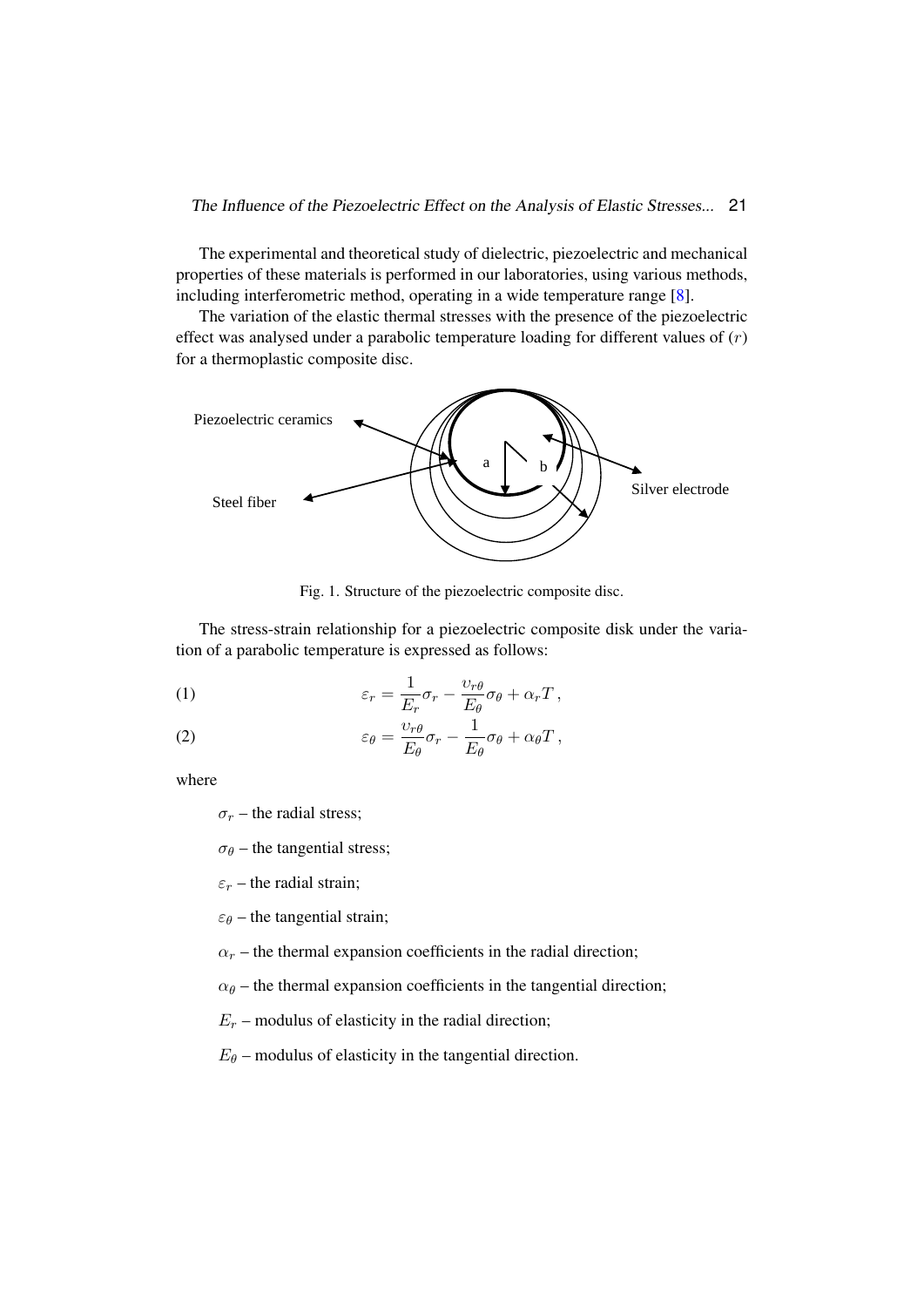The experimental and theoretical study of dielectric, piezoelectric and mechanical properties of these materials is performed in our laboratories, using various methods, including interferometric method, operating in a wide temperature range [8].

The variation of the elastic thermal stresses with the presence of the piezoelectric effect was analysed under a parabolic temperature loading for different values of $(r)$ for a thermoplastic composite disc.

Fig. 1. Structure of the piezoelectric composite disc.

The stress-strain relationship for a piezoelectric composite disk under the variation of a parabolic temperature is expressed as follows:

$$\varepsilon_r = \frac{1}{E_r}\sigma_r - \frac{\upsilon_{r\theta}}{E_\theta}\sigma_\theta + \alpha_r T\,, \tag{1}$$

$$\varepsilon_\theta = \frac{\upsilon_{r\theta}}{E_\theta}\sigma_r - \frac{1}{E_\theta}\sigma_\theta + \alpha_\theta T\,, \tag{2}$$

where

$\sigma_r$ – the radial stress;

$\sigma_\theta$ – the tangential stress;

$\varepsilon_r$ – the radial strain;

$\varepsilon_\theta$ – the tangential strain;

$\alpha_r$ – the thermal expansion coefficients in the radial direction;

$\alpha_\theta$ – the thermal expansion coefficients in the tangential direction;

$E_r$ – modulus of elasticity in the radial direction;

$E_\theta$ – modulus of elasticity in the tangential direction.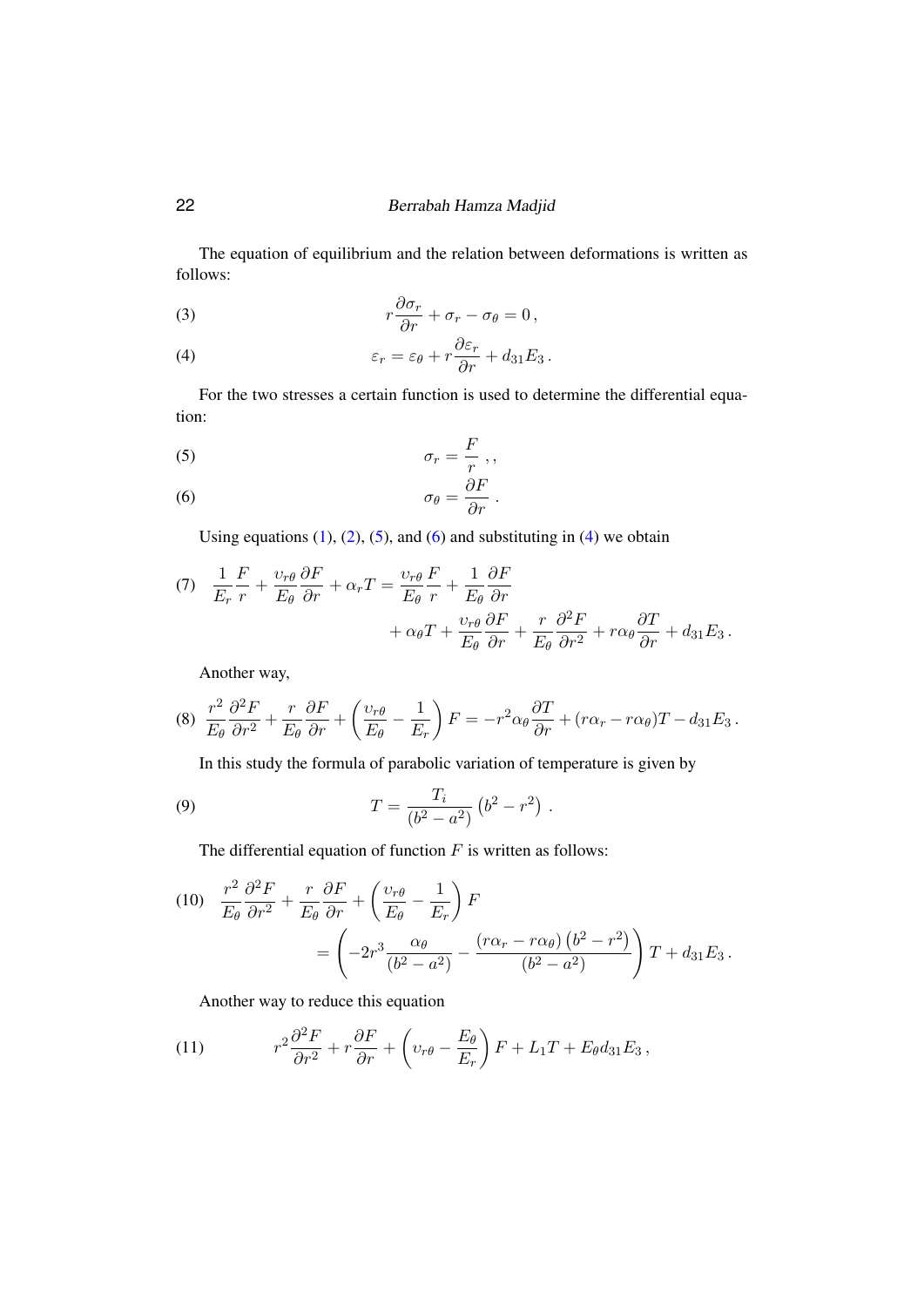The equation of equilibrium and the relation between deformations is written as follows:

$$r\frac{\partial \sigma_r}{\partial r} + \sigma_r - \sigma_\theta = 0\,, \tag{3}$$

$$\varepsilon_r = \varepsilon_\theta + r\frac{\partial \varepsilon_r}{\partial r} + d_{31}E_3\,. \tag{4}$$

For the two stresses a certain function is used to determine the differential equation:

$$\sigma_r = \frac{F}{r}\,,, \tag{5}$$

$$\sigma_\theta = \frac{\partial F}{\partial r}\,. \tag{6}$$

Using equations (1), (2), (5), and (6) and substituting in (4) we obtain

$$\frac{1}{E_r}\frac{F}{r} + \frac{\upsilon_{r\theta}}{E_\theta}\frac{\partial F}{\partial r} + \alpha_r T = \frac{\upsilon_{r\theta}}{E_\theta}\frac{F}{r} + \frac{1}{E_\theta}\frac{\partial F}{\partial r} + \alpha_\theta T + \frac{\upsilon_{r\theta}}{E_\theta}\frac{\partial F}{\partial r} + \frac{r}{E_\theta}\frac{\partial^2 F}{\partial r^2} + r\alpha_\theta\frac{\partial T}{\partial r} + d_{31}E_3\,. \tag{7}$$

Another way,

$$\frac{r^2}{E_\theta}\frac{\partial^2 F}{\partial r^2} + \frac{r}{E_\theta}\frac{\partial F}{\partial r} + \left(\frac{\upsilon_{r\theta}}{E_\theta} - \frac{1}{E_r}\right)F = -r^2\alpha_\theta\frac{\partial T}{\partial r} + (r\alpha_r - r\alpha_\theta)T - d_{31}E_3\,. \tag{8}$$

In this study the formula of parabolic variation of temperature is given by

$$T = \frac{T_i}{(b^2 - a^2)}\left(b^2 - r^2\right)\,. \tag{9}$$

The differential equation of function $F$ is written as follows:

$$\frac{r^2}{E_\theta}\frac{\partial^2 F}{\partial r^2} + \frac{r}{E_\theta}\frac{\partial F}{\partial r} + \left(\frac{\upsilon_{r\theta}}{E_\theta} - \frac{1}{E_r}\right)F = \left(-2r^3\frac{\alpha_\theta}{(b^2 - a^2)} - \frac{(r\alpha_r - r\alpha_\theta)\left(b^2 - r^2\right)}{(b^2 - a^2)}\right)T + d_{31}E_3\,. \tag{10}$$

Another way to reduce this equation

$$r^2\frac{\partial^2 F}{\partial r^2} + r\frac{\partial F}{\partial r} + \left(\upsilon_{r\theta} - \frac{E_\theta}{E_r}\right)F + L_1 T + E_\theta d_{31}E_3\,, \tag{11}$$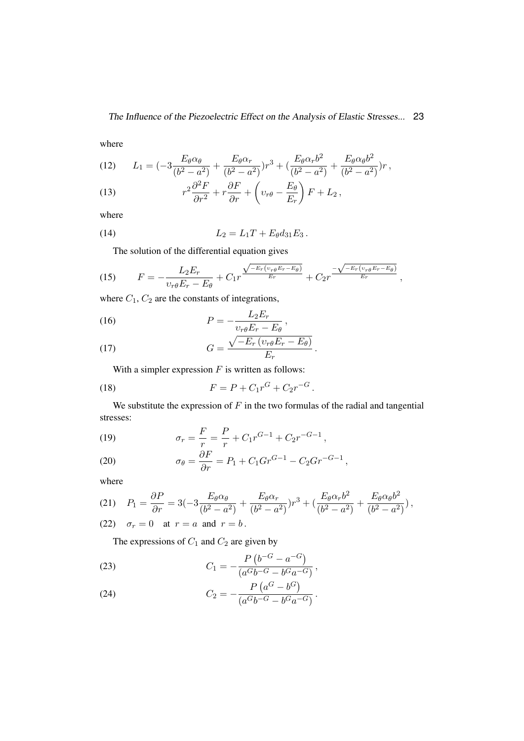where

$$L_1 = (-3\frac{E_\theta \alpha_\theta}{(b^2-a^2)} + \frac{E_\theta \alpha_r}{(b^2-a^2)})r^3 + (\frac{E_\theta \alpha_r b^2}{(b^2-a^2)} + \frac{E_\theta \alpha_\theta b^2}{(b^2-a^2)})r\,, \tag{12}$$

$$r^2 \frac{\partial^2 F}{\partial r^2} + r\frac{\partial F}{\partial r} + \left(\upsilon_{r\theta} - \frac{E_\theta}{E_r}\right) F + L_2\,, \tag{13}$$

where

$$L_2 = L_1 T + E_\theta d_{31} E_3\,. \tag{14}$$

The solution of the differential equation gives

$$F = -\frac{L_2 E_r}{\upsilon_{r\theta} E_r - E_\theta} + C_1 r^{\frac{\sqrt{-E_r(\upsilon_{r\theta}E_r - E_\theta)}}{E_r}} + C_2 r^{\frac{-\sqrt{-E_r(\upsilon_{r\theta}E_r - E_\theta)}}{E_r}}\,, \tag{15}$$

where $C_1$, $C_2$ are the constants of integrations,

$$P = -\frac{L_2 E_r}{\upsilon_{r\theta} E_r - E_\theta}\,, \tag{16}$$

$$G = \frac{\sqrt{-E_r\left(\upsilon_{r\theta} E_r - E_\theta\right)}}{E_r}\,. \tag{17}$$

With a simpler expression $F$ is written as follows:

$$F = P + C_1 r^G + C_2 r^{-G}\,. \tag{18}$$

We substitute the expression of $F$ in the two formulas of the radial and tangential stresses:

$$\sigma_r = \frac{F}{r} = \frac{P}{r} + C_1 r^{G-1} + C_2 r^{-G-1}\,, \tag{19}$$

$$\sigma_\theta = \frac{\partial F}{\partial r} = P_1 + C_1 G r^{G-1} - C_2 G r^{-G-1}\,, \tag{20}$$

where

$$P_1 = \frac{\partial P}{\partial r} = 3(-3\frac{E_\theta \alpha_\theta}{(b^2-a^2)} + \frac{E_\theta \alpha_r}{(b^2-a^2)})r^3 + (\frac{E_\theta \alpha_r b^2}{(b^2-a^2)} + \frac{E_\theta \alpha_\theta b^2}{(b^2-a^2)})\,, \tag{21}$$

$$\sigma_r = 0 \quad \text{at } r = a \text{ and } r = b\,. \tag{22}$$

The expressions of $C_1$ and $C_2$ are given by

$$C_1 = -\frac{P\left(b^{-G} - a^{-G}\right)}{\left(a^G b^{-G} - b^G a^{-G}\right)}\,, \tag{23}$$

$$C_2 = -\frac{P\left(a^{G} - b^{G}\right)}{\left(a^G b^{-G} - b^G a^{-G}\right)}\,. \tag{24}$$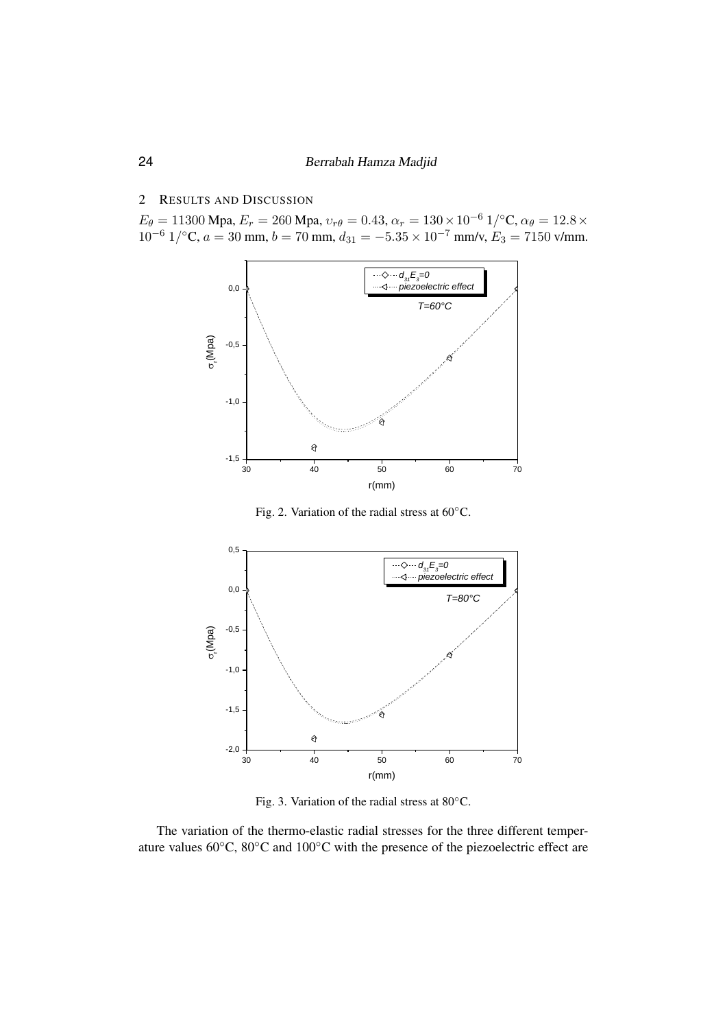## 2 Results and Discussion

$E_\theta = 11300$ Mpa, $E_r = 260$ Mpa, $\upsilon_{r\theta} = 0.43$, $\alpha_r = 130 \times 10^{-6}$ 1/°C, $\alpha_\theta = 12.8 \times 10^{-6}$ 1/°C, $a = 30$ mm, $b = 70$ mm, $d_{31} = -5.35 \times 10^{-7}$ mm/v, $E_3 = 7150$ v/mm.

Fig. 2. Variation of the radial stress at 60°C.

Fig. 3. Variation of the radial stress at 80°C.

The variation of the thermo-elastic radial stresses for the three different temperature values 60°C, 80°C and 100°C with the presence of the piezoelectric effect are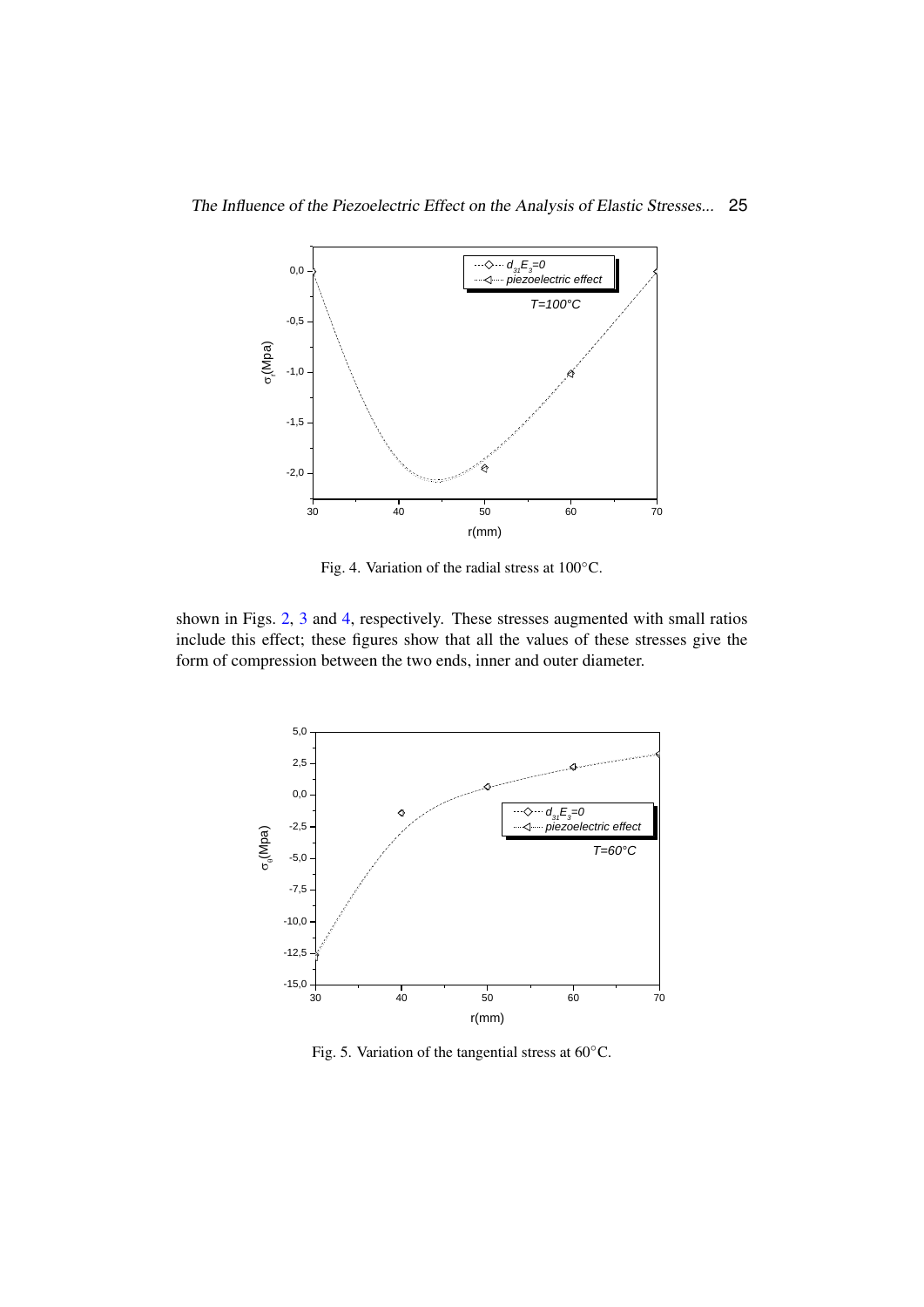Fig. 4. Variation of the radial stress at 100°C.

shown in Figs. 2, 3 and 4, respectively. These stresses augmented with small ratios include this effect; these figures show that all the values of these stresses give the form of compression between the two ends, inner and outer diameter.

Fig. 5. Variation of the tangential stress at 60°C.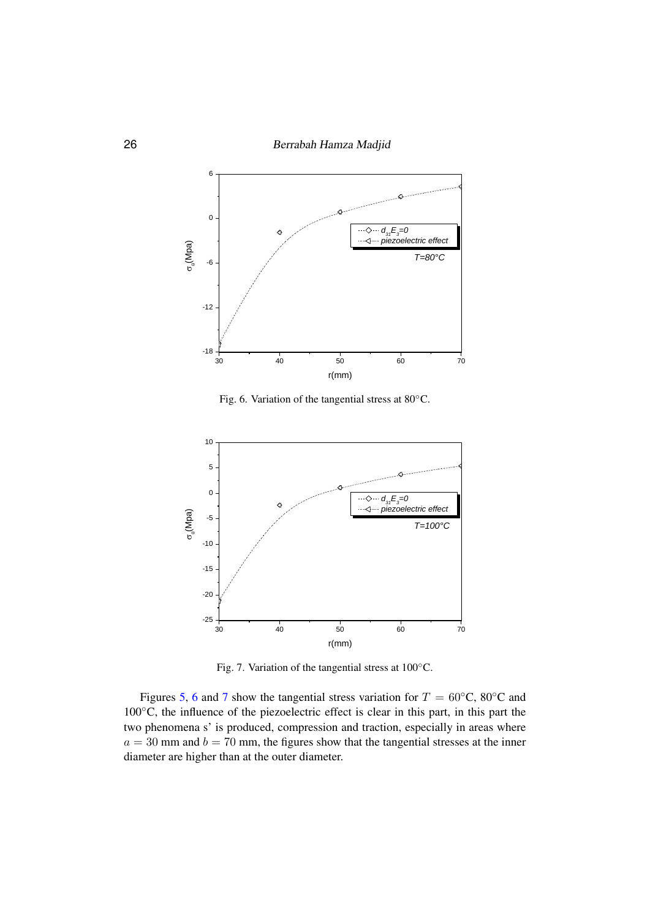Fig. 6. Variation of the tangential stress at 80°C.

Fig. 7. Variation of the tangential stress at 100°C.

Figures 5, 6 and 7 show the tangential stress variation for $T = 60$°C, 80°C and 100°C, the influence of the piezoelectric effect is clear in this part, in this part the two phenomena s' is produced, compression and traction, especially in areas where $a = 30$ mm and $b = 70$ mm, the figures show that the tangential stresses at the inner diameter are higher than at the outer diameter.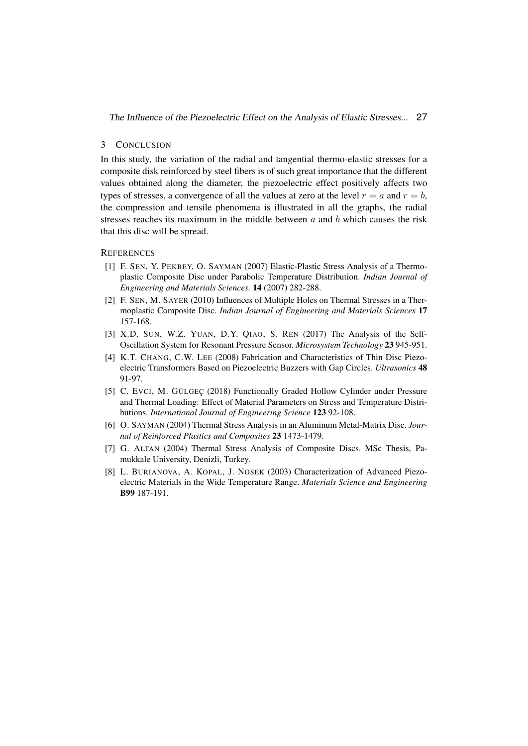## 3 Conclusion

In this study, the variation of the radial and tangential thermo-elastic stresses for a composite disk reinforced by steel fibers is of such great importance that the different values obtained along the diameter, the piezoelectric effect positively affects two types of stresses, a convergence of all the values at zero at the level $r = a$ and $r = b$, the compression and tensile phenomena is illustrated in all the graphs, the radial stresses reaches its maximum in the middle between $a$ and $b$ which causes the risk that this disc will be spread.

## References

[1] F. Sen, Y. Pekbey, O. Sayman (2007) Elastic-Plastic Stress Analysis of a Thermoplastic Composite Disc under Parabolic Temperature Distribution. *Indian Journal of Engineering and Materials Sciences.* **14** (2007) 282-288.

[2] F. Sen, M. Sayer (2010) Influences of Multiple Holes on Thermal Stresses in a Thermoplastic Composite Disc. *Indian Journal of Engineering and Materials Sciences* **17** 157-168.

[3] X.D. Sun, W.Z. Yuan, D.Y. Qiao, S. Ren (2017) The Analysis of the Self-Oscillation System for Resonant Pressure Sensor. *Microsystem Technology* **23** 945-951.

[4] K.T. Chang, C.W. Lee (2008) Fabrication and Characteristics of Thin Disc Piezoelectric Transformers Based on Piezoelectric Buzzers with Gap Circles. *Ultrasonics* **48** 91-97.

[5] C. Evci, M. Gülgeç (2018) Functionally Graded Hollow Cylinder under Pressure and Thermal Loading: Effect of Material Parameters on Stress and Temperature Distributions. *International Journal of Engineering Science* **123** 92-108.

[6] O. Sayman (2004) Thermal Stress Analysis in an Aluminum Metal-Matrix Disc. *Journal of Reinforced Plastics and Composites* **23** 1473-1479.

[7] G. Altan (2004) Thermal Stress Analysis of Composite Discs. MSc Thesis, Pamukkale University, Denizli, Turkey.

[8] L. Burianova, A. Kopal, J. Nosek (2003) Characterization of Advanced Piezoelectric Materials in the Wide Temperature Range. *Materials Science and Engineering* **B99** 187-191.